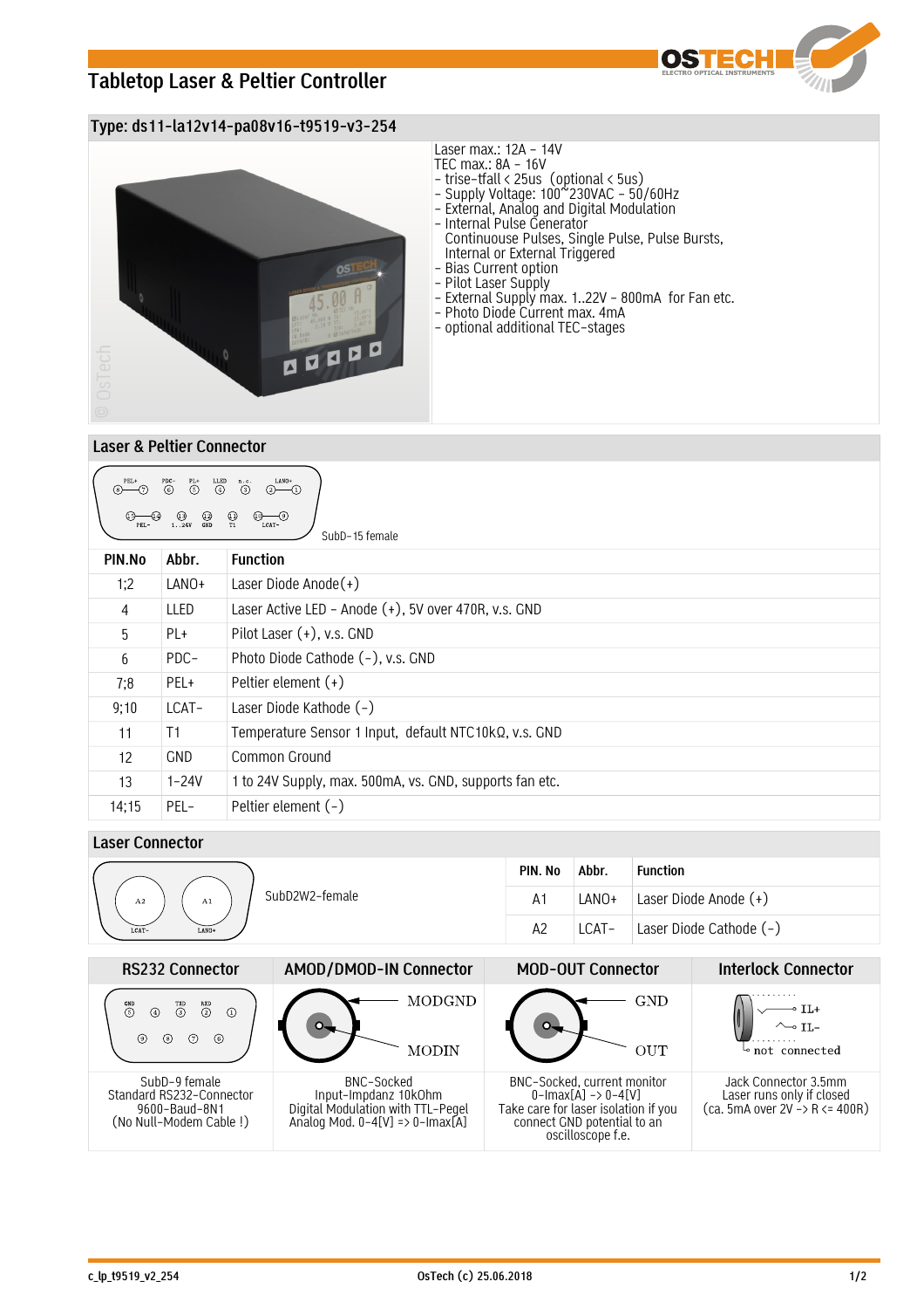# Tabletop Laser & Peltier Controller

## Type: ds11-la12v14-pa08v16-t9519-v3-254

Laser max.: 12A – 14V
TEC max.: 8A – 16V
- trise-tfall < 25us (optional < 5us)
- Supply Voltage: 100~230VAC – 50/60Hz
- External, Analog and Digital Modulation
- Internal Pulse Generator
  Continuouse Pulses, Single Pulse, Pulse Bursts,
  Internal or External Triggered
- Bias Current option
- Pilot Laser Supply
- External Supply max. 1..22V – 800mA for Fan etc.
- Photo Diode Current max. 4mA
- optional additional TEC-stages

## Laser & Peltier Connector

SubD-15 female

| PIN.No | Abbr. | Function |
|---|---|---|
| 1;2 | LANO+ | Laser Diode Anode(+) |
| 4 | LLED | Laser Active LED – Anode (+), 5V over 470R, v.s. GND |
| 5 | PL+ | Pilot Laser (+), v.s. GND |
| 6 | PDC- | Photo Diode Cathode (-), v.s. GND |
| 7;8 | PEL+ | Peltier element (+) |
| 9;10 | LCAT- | Laser Diode Kathode (-) |
| 11 | T1 | Temperature Sensor 1 Input, default NTC10kΩ, v.s. GND |
| 12 | GND | Common Ground |
| 13 | 1-24V | 1 to 24V Supply, max. 500mA, vs. GND, supports fan etc. |
| 14;15 | PEL- | Peltier element (-) |

## Laser Connector

SubD2W2-female

| PIN. No | Abbr. | Function |
|---|---|---|
| A1 | LANO+ | Laser Diode Anode (+) |
| A2 | LCAT- | Laser Diode Cathode (-) |

| RS232 Connector | AMOD/DMOD-IN Connector | MOD-OUT Connector | Interlock Connector |
|---|---|---|---|
| SubD-9 female<br>Standard RS232-Connector<br>9600-Baud-8N1<br>(No Null-Modem Cable !) | BNC-Socked<br>Input-Impdanz 10kOhm<br>Digital Modulation with TTL-Pegel<br>Analog Mod. 0-4[V] => 0-Imax[A] | BNC-Socked, current monitor<br>0-Imax[A] -> 0-4[V]<br>Take care for laser isolation if you connect GND potential to an oscilloscope f.e. | Jack Connector 3.5mm<br>Laser runs only if closed<br>(ca. 5mA over 2V -> R <= 400R) |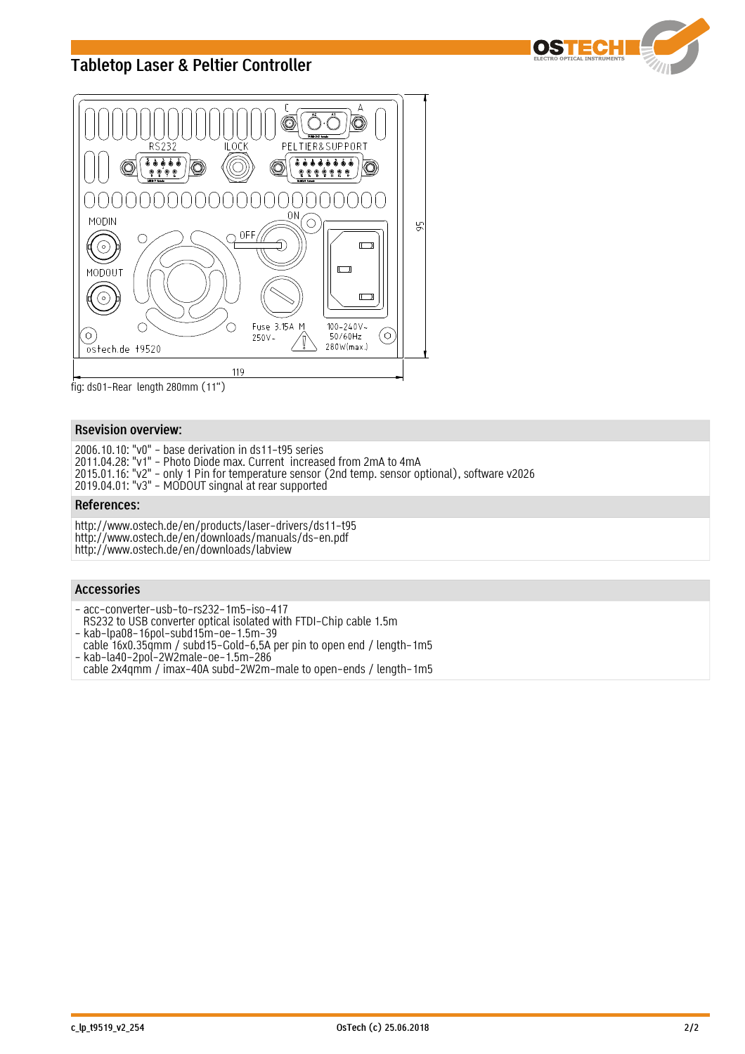# Tabletop Laser & Peltier Controller

fig: ds01-Rear length 280mm (11")

## Rsevision overview:

2006.10.10: "v0" – base derivation in ds11-t95 series
2011.04.28: "v1" – Photo Diode max. Current increased from 2mA to 4mA
2015.01.16: "v2" – only 1 Pin for temperature sensor (2nd temp. sensor optional), software v2026
2019.04.01: "v3" – MODOUT singnal at rear supported

## References:

http://www.ostech.de/en/products/laser-drivers/ds11-t95
http://www.ostech.de/en/downloads/manuals/ds-en.pdf
http://www.ostech.de/en/downloads/labview

## Accessories

- acc-converter-usb-to-rs232-1m5-iso-417
  RS232 to USB converter optical isolated with FTDI-Chip cable 1.5m
- kab-lpa08-16pol-subd15m-oe-1.5m-39
  cable 16x0.35qmm / subd15-Gold-6,5A per pin to open end / length-1m5
- kab-la40-2pol-2W2male-oe-1.5m-286
  cable 2x4qmm / imax-40A subd-2W2m-male to open-ends / length-1m5

c_lp_t9519_v2_254 OsTech (c) 25.06.2018